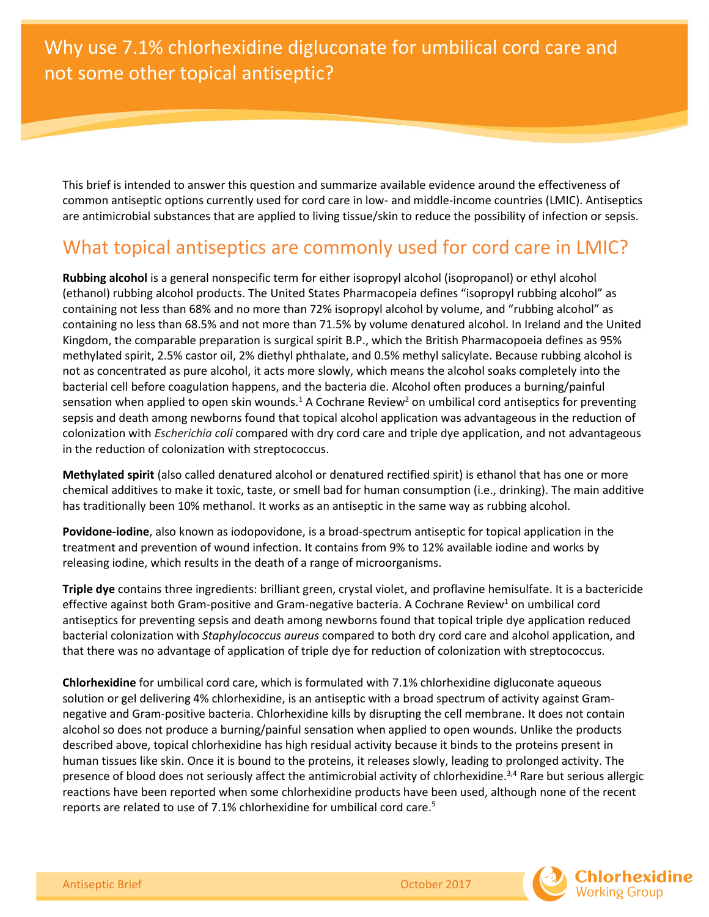# Why use 7.1% chlorhexidine digluconate for umbilical cord care and not some other topical antiseptic?

This brief is intended to answer this question and summarize available evidence around the effectiveness of common antiseptic options currently used for cord care in low- and middle-income countries (LMIC). Antiseptics are antimicrobial substances that are applied to living tissue/skin to reduce the possibility of infection or sepsis.

## What topical antiseptics are commonly used for cord care in LMIC?

**Rubbing alcohol** is a general nonspecific term for either isopropyl alcohol (isopropanol) or ethyl alcohol (ethanol) rubbing alcohol products. The United States Pharmacopeia defines "isopropyl rubbing alcohol" as containing not less than 68% and no more than 72% isopropyl alcohol by volume, and "rubbing alcohol" as containing no less than 68.5% and not more than 71.5% by volume denatured alcohol. In Ireland and the United Kingdom, the comparable preparation is surgical spirit B.P., which the British Pharmacopoeia defines as 95% methylated spirit, 2.5% castor oil, 2% diethyl phthalate, and 0.5% methyl salicylate. Because rubbing alcohol is not as concentrated as pure alcohol, it acts more slowly, which means the alcohol soaks completely into the bacterial cell before coagulation happens, and the bacteria die. Alcohol often produces a burning/painful sensation when applied to open skin wounds.[1] A Cochrane Review[2] on umbilical cord antiseptics for preventing sepsis and death among newborns found that topical alcohol application was advantageous in the reduction of colonization with *Escherichia coli* compared with dry cord care and triple dye application, and not advantageous in the reduction of colonization with streptococcus.

**Methylated spirit** (also called denatured alcohol or denatured rectified spirit) is ethanol that has one or more chemical additives to make it toxic, taste, or smell bad for human consumption (i.e., drinking). The main additive has traditionally been 10% methanol. It works as an antiseptic in the same way as rubbing alcohol.

**Povidone-iodine**, also known as iodopovidone, is a broad-spectrum antiseptic for topical application in the treatment and prevention of wound infection. It contains from 9% to 12% available iodine and works by releasing iodine, which results in the death of a range of microorganisms.

**Triple dye** contains three ingredients: brilliant green, crystal violet, and proflavine hemisulfate. It is a bactericide effective against both Gram-positive and Gram-negative bacteria. A Cochrane Review[1] on umbilical cord antiseptics for preventing sepsis and death among newborns found that topical triple dye application reduced bacterial colonization with *Staphylococcus aureus* compared to both dry cord care and alcohol application, and that there was no advantage of application of triple dye for reduction of colonization with streptococcus.

**Chlorhexidine** for umbilical cord care, which is formulated with 7.1% chlorhexidine digluconate aqueous solution or gel delivering 4% chlorhexidine, is an antiseptic with a broad spectrum of activity against Gram-negative and Gram-positive bacteria. Chlorhexidine kills by disrupting the cell membrane. It does not contain alcohol so does not produce a burning/painful sensation when applied to open wounds. Unlike the products described above, topical chlorhexidine has high residual activity because it binds to the proteins present in human tissues like skin. Once it is bound to the proteins, it releases slowly, leading to prolonged activity. The presence of blood does not seriously affect the antimicrobial activity of chlorhexidine.[3,4] Rare but serious allergic reactions have been reported when some chlorhexidine products have been used, although none of the recent reports are related to use of 7.1% chlorhexidine for umbilical cord care.[5]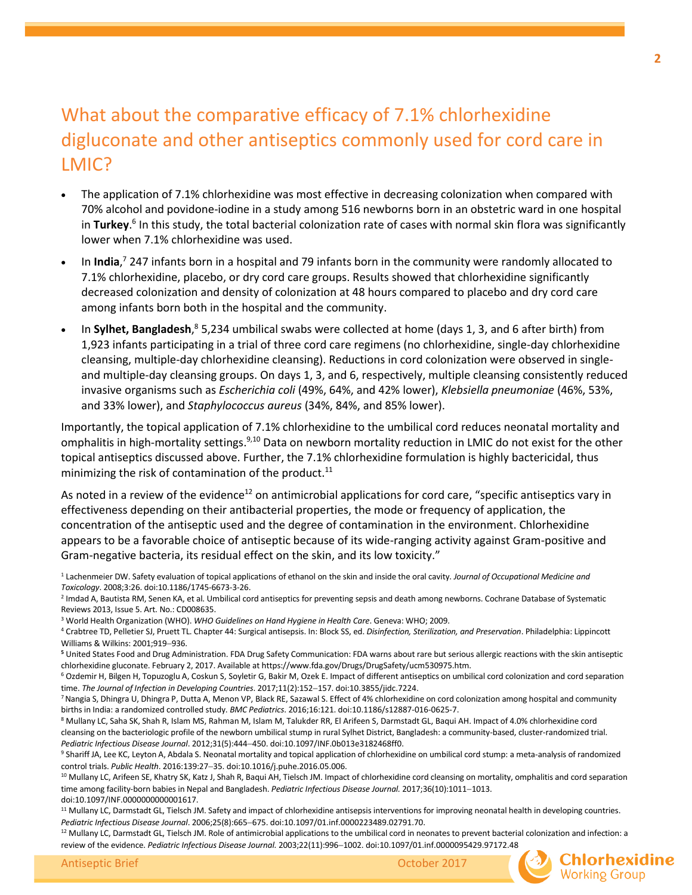# What about the comparative efficacy of 7.1% chlorhexidine digluconate and other antiseptics commonly used for cord care in LMIC?

- The application of 7.1% chlorhexidine was most effective in decreasing colonization when compared with 70% alcohol and povidone-iodine in a study among 516 newborns born in an obstetric ward in one hospital in **Turkey**.[6] In this study, the total bacterial colonization rate of cases with normal skin flora was significantly lower when 7.1% chlorhexidine was used.
- In **India**,[7] 247 infants born in a hospital and 79 infants born in the community were randomly allocated to 7.1% chlorhexidine, placebo, or dry cord care groups. Results showed that chlorhexidine significantly decreased colonization and density of colonization at 48 hours compared to placebo and dry cord care among infants born both in the hospital and the community.
- In **Sylhet, Bangladesh**,[8] 5,234 umbilical swabs were collected at home (days 1, 3, and 6 after birth) from 1,923 infants participating in a trial of three cord care regimens (no chlorhexidine, single-day chlorhexidine cleansing, multiple-day chlorhexidine cleansing). Reductions in cord colonization were observed in single- and multiple-day cleansing groups. On days 1, 3, and 6, respectively, multiple cleansing consistently reduced invasive organisms such as *Escherichia coli* (49%, 64%, and 42% lower), *Klebsiella pneumoniae* (46%, 53%, and 33% lower), and *Staphylococcus aureus* (34%, 84%, and 85% lower).

Importantly, the topical application of 7.1% chlorhexidine to the umbilical cord reduces neonatal mortality and omphalitis in high-mortality settings.[9,10] Data on newborn mortality reduction in LMIC do not exist for the other topical antiseptics discussed above. Further, the 7.1% chlorhexidine formulation is highly bactericidal, thus minimizing the risk of contamination of the product.[11]

As noted in a review of the evidence[12] on antimicrobial applications for cord care, "specific antiseptics vary in effectiveness depending on their antibacterial properties, the mode or frequency of application, the concentration of the antiseptic used and the degree of contamination in the environment. Chlorhexidine appears to be a favorable choice of antiseptic because of its wide-ranging activity against Gram-positive and Gram-negative bacteria, its residual effect on the skin, and its low toxicity."

[1] Lachenmeier DW. Safety evaluation of topical applications of ethanol on the skin and inside the oral cavity. *Journal of Occupational Medicine and Toxicology*. 2008;3:26. doi:10.1186/1745-6673-3-26.

[2] Imdad A, Bautista RM, Senen KA, et al. Umbilical cord antiseptics for preventing sepsis and death among newborns. Cochrane Database of Systematic Reviews 2013, Issue 5. Art. No.: CD008635.

[3] World Health Organization (WHO). *WHO Guidelines on Hand Hygiene in Health Care*. Geneva: WHO; 2009.

[4] Crabtree TD, Pelletier SJ, Pruett TL. Chapter 44: Surgical antisepsis. In: Block SS, ed. *Disinfection, Sterilization, and Preservation*. Philadelphia: Lippincott Williams & Wilkins: 2001;919–936.

[5] United States Food and Drug Administration. FDA Drug Safety Communication: FDA warns about rare but serious allergic reactions with the skin antiseptic chlorhexidine gluconate. February 2, 2017. Available at https://www.fda.gov/Drugs/DrugSafety/ucm530975.htm.

[6] Ozdemir H, Bilgen H, Topuzoglu A, Coskun S, Soyletir G, Bakir M, Ozek E. Impact of different antiseptics on umbilical cord colonization and cord separation time. *The Journal of Infection in Developing Countries*. 2017;11(2):152–157. doi:10.3855/jidc.7224.

[7] Nangia S, Dhingra U, Dhingra P, Dutta A, Menon VP, Black RE, Sazawal S. Effect of 4% chlorhexidine on cord colonization among hospital and community births in India: a randomized controlled study. *BMC Pediatrics*. 2016;16:121. doi:10.1186/s12887-016-0625-7.

[8] Mullany LC, Saha SK, Shah R, Islam MS, Rahman M, Islam M, Talukder RR, El Arifeen S, Darmstadt GL, Baqui AH. Impact of 4.0% chlorhexidine cord cleansing on the bacteriologic profile of the newborn umbilical stump in rural Sylhet District, Bangladesh: a community-based, cluster-randomized trial. *Pediatric Infectious Disease Journal*. 2012;31(5):444–450. doi:10.1097/INF.0b013e3182468ff0.

[9] Shariff JA, Lee KC, Leyton A, Abdala S. Neonatal mortality and topical application of chlorhexidine on umbilical cord stump: a meta-analysis of randomized control trials. *Public Health*. 2016:139:27–35. doi:10.1016/j.puhe.2016.05.006.

[10] Mullany LC, Arifeen SE, Khatry SK, Katz J, Shah R, Baqui AH, Tielsch JM. Impact of chlorhexidine cord cleansing on mortality, omphalitis and cord separation time among facility-born babies in Nepal and Bangladesh. *Pediatric Infectious Disease Journal.* 2017;36(10):1011–1013. doi:10.1097/INF.0000000000001617.

[11] Mullany LC, Darmstadt GL, Tielsch JM. Safety and impact of chlorhexidine antisepsis interventions for improving neonatal health in developing countries. *Pediatric Infectious Disease Journal*. 2006;25(8):665–675. doi:10.1097/01.inf.0000223489.02791.70.

[12] Mullany LC, Darmstadt GL, Tielsch JM. Role of antimicrobial applications to the umbilical cord in neonates to prevent bacterial colonization and infection: a review of the evidence. *Pediatric Infectious Disease Journal.* 2003;22(11):996–1002. doi:10.1097/01.inf.0000095429.97172.48